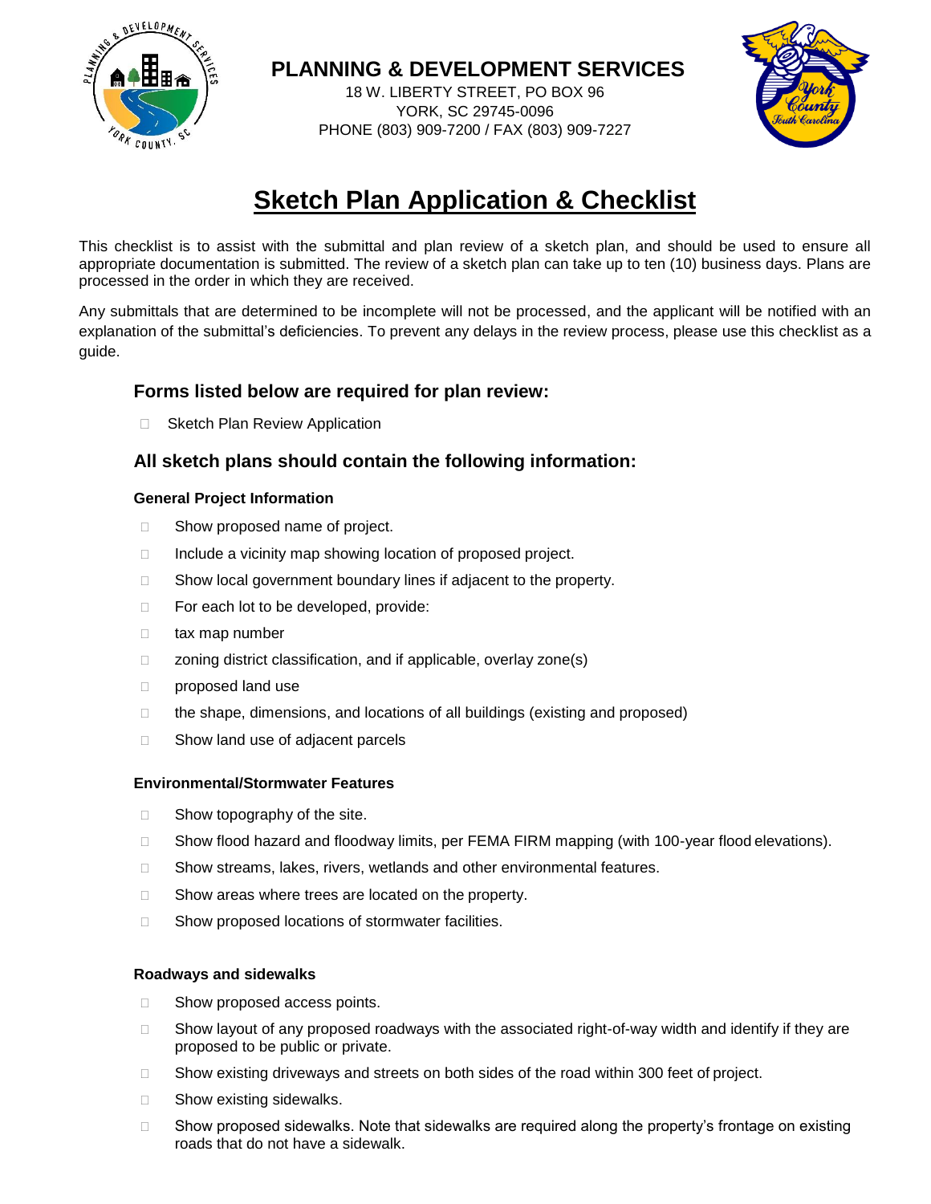**PLANNING & DEVELOPMENT SERVICES**

18 W. LIBERTY STREET, PO BOX 96
YORK, SC 29745-0096
PHONE (803) 909-7200 / FAX (803) 909-7227

# Sketch Plan Application & Checklist

This checklist is to assist with the submittal and plan review of a sketch plan, and should be used to ensure all appropriate documentation is submitted. The review of a sketch plan can take up to ten (10) business days. Plans are processed in the order in which they are received.

Any submittals that are determined to be incomplete will not be processed, and the applicant will be notified with an explanation of the submittal's deficiencies. To prevent any delays in the review process, please use this checklist as a guide.

## Forms listed below are required for plan review:

- ☐ Sketch Plan Review Application

## All sketch plans should contain the following information:

### General Project Information

- ☐ Show proposed name of project.
- ☐ Include a vicinity map showing location of proposed project.
- ☐ Show local government boundary lines if adjacent to the property.
- ☐ For each lot to be developed, provide:
- ☐ tax map number
- ☐ zoning district classification, and if applicable, overlay zone(s)
- ☐ proposed land use
- ☐ the shape, dimensions, and locations of all buildings (existing and proposed)
- ☐ Show land use of adjacent parcels

### Environmental/Stormwater Features

- ☐ Show topography of the site.
- ☐ Show flood hazard and floodway limits, per FEMA FIRM mapping (with 100-year flood elevations).
- ☐ Show streams, lakes, rivers, wetlands and other environmental features.
- ☐ Show areas where trees are located on the property.
- ☐ Show proposed locations of stormwater facilities.

### Roadways and sidewalks

- ☐ Show proposed access points.
- ☐ Show layout of any proposed roadways with the associated right-of-way width and identify if they are proposed to be public or private.
- ☐ Show existing driveways and streets on both sides of the road within 300 feet of project.
- ☐ Show existing sidewalks.
- ☐ Show proposed sidewalks. Note that sidewalks are required along the property's frontage on existing roads that do not have a sidewalk.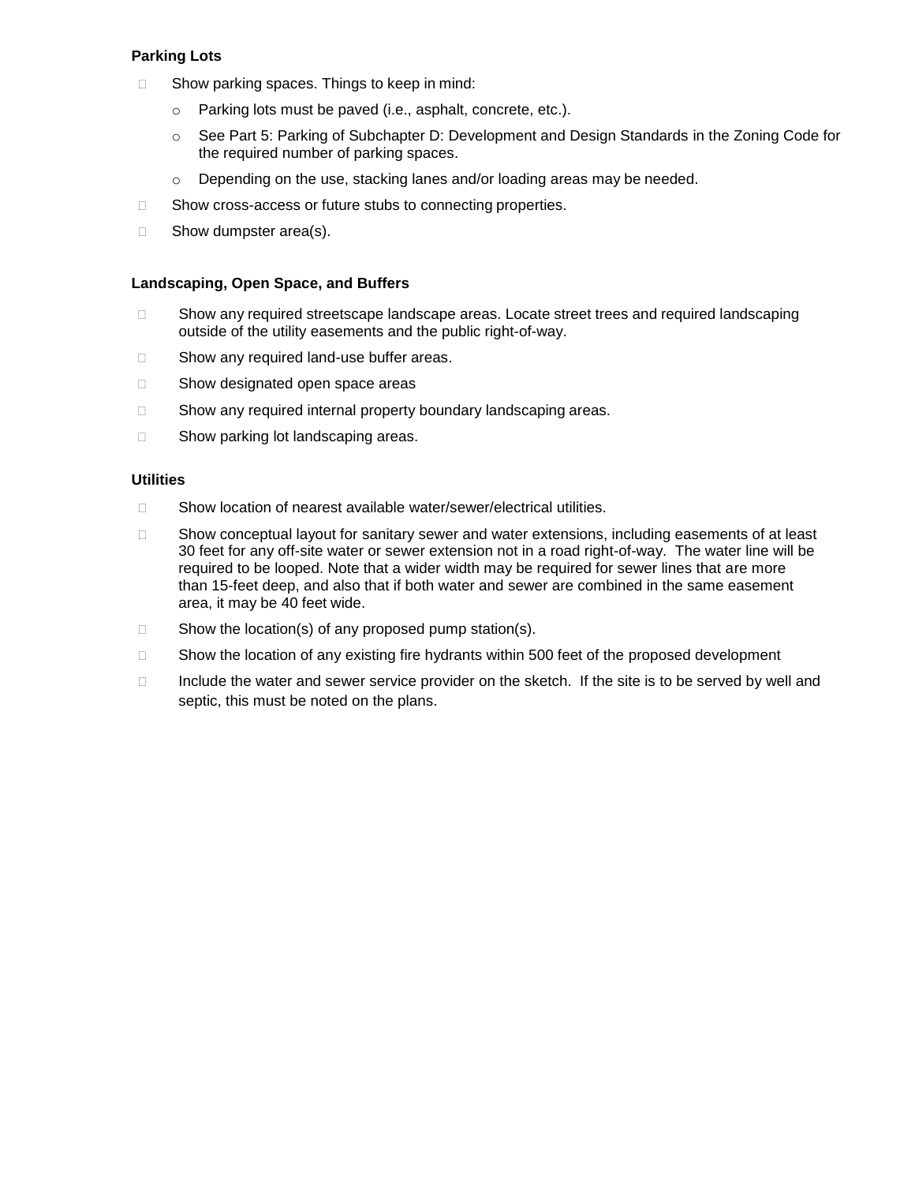**Parking Lots**

- Show parking spaces. Things to keep in mind:
  - Parking lots must be paved (i.e., asphalt, concrete, etc.).
  - See Part 5: Parking of Subchapter D: Development and Design Standards in the Zoning Code for the required number of parking spaces.
  - Depending on the use, stacking lanes and/or loading areas may be needed.
- Show cross-access or future stubs to connecting properties.
- Show dumpster area(s).

**Landscaping, Open Space, and Buffers**

- Show any required streetscape landscape areas. Locate street trees and required landscaping outside of the utility easements and the public right-of-way.
- Show any required land-use buffer areas.
- Show designated open space areas
- Show any required internal property boundary landscaping areas.
- Show parking lot landscaping areas.

**Utilities**

- Show location of nearest available water/sewer/electrical utilities.
- Show conceptual layout for sanitary sewer and water extensions, including easements of at least 30 feet for any off-site water or sewer extension not in a road right-of-way. The water line will be required to be looped. Note that a wider width may be required for sewer lines that are more than 15-feet deep, and also that if both water and sewer are combined in the same easement area, it may be 40 feet wide.
- Show the location(s) of any proposed pump station(s).
- Show the location of any existing fire hydrants within 500 feet of the proposed development
- Include the water and sewer service provider on the sketch. If the site is to be served by well and septic, this must be noted on the plans.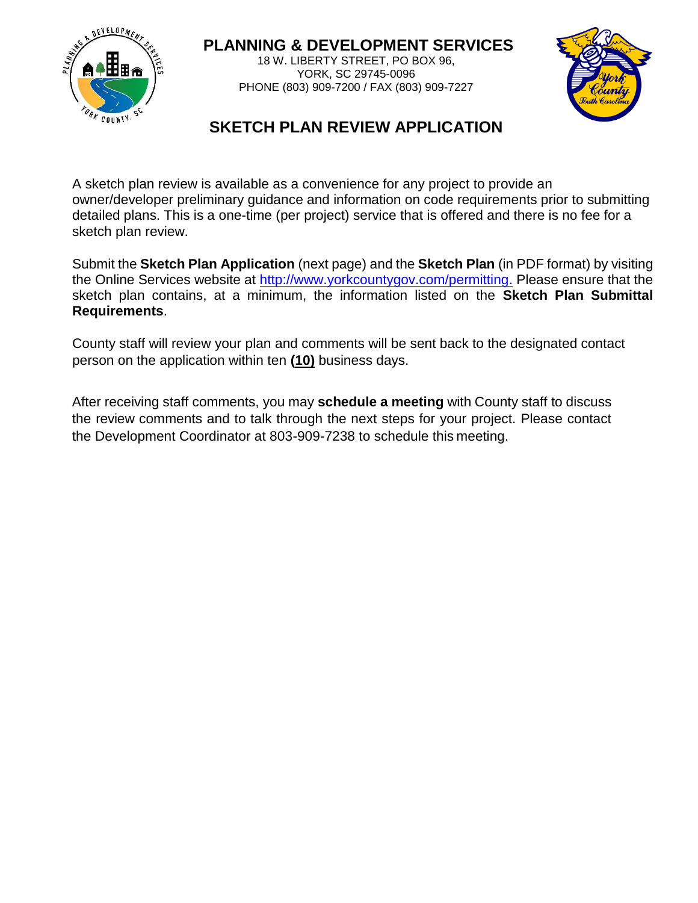# PLANNING & DEVELOPMENT SERVICES

18 W. LIBERTY STREET, PO BOX 96,
YORK, SC 29745-0096
PHONE (803) 909-7200 / FAX (803) 909-7227

## SKETCH PLAN REVIEW APPLICATION

A sketch plan review is available as a convenience for any project to provide an owner/developer preliminary guidance and information on code requirements prior to submitting detailed plans. This is a one-time (per project) service that is offered and there is no fee for a sketch plan review.

Submit the **Sketch Plan Application** (next page) and the **Sketch Plan** (in PDF format) by visiting the Online Services website at [http://www.yorkcountygov.com/permitting.](http://www.yorkcountygov.com/permitting) Please ensure that the sketch plan contains, at a minimum, the information listed on the **Sketch Plan Submittal Requirements**.

County staff will review your plan and comments will be sent back to the designated contact person on the application within ten **(10)** business days.

After receiving staff comments, you may **schedule a meeting** with County staff to discuss the review comments and to talk through the next steps for your project. Please contact the Development Coordinator at 803-909-7238 to schedule this meeting.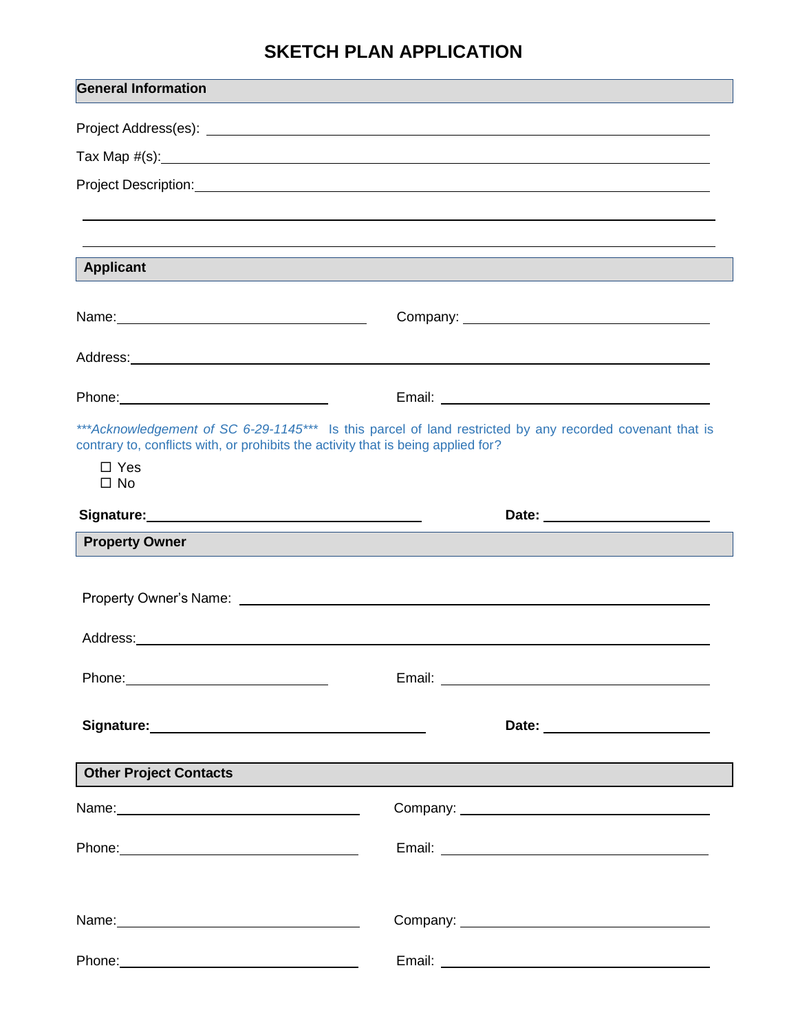# SKETCH PLAN APPLICATION

## General Information

Project Address(es): \_\_\_\_\_\_\_\_\_\_\_\_\_\_\_\_\_\_\_\_\_\_\_\_\_\_\_\_\_\_\_\_\_\_\_\_\_\_\_\_

Tax Map #(s): \_\_\_\_\_\_\_\_\_\_\_\_\_\_\_\_\_\_\_\_\_\_\_\_\_\_\_\_\_\_\_\_\_\_\_\_\_\_\_\_

Project Description: \_\_\_\_\_\_\_\_\_\_\_\_\_\_\_\_\_\_\_\_\_\_\_\_\_\_\_\_\_\_\_\_\_\_\_\_\_\_\_\_

\_\_\_\_\_\_\_\_\_\_\_\_\_\_\_\_\_\_\_\_\_\_\_\_\_\_\_\_\_\_\_\_\_\_\_\_\_\_\_\_\_\_\_\_\_\_\_\_\_\_\_\_\_\_\_\_

\_\_\_\_\_\_\_\_\_\_\_\_\_\_\_\_\_\_\_\_\_\_\_\_\_\_\_\_\_\_\_\_\_\_\_\_\_\_\_\_\_\_\_\_\_\_\_\_\_\_\_\_\_\_\_\_

## Applicant

Name: \_\_\_\_\_\_\_\_\_\_\_\_\_\_\_\_\_\_\_\_\_\_\_\_ Company: \_\_\_\_\_\_\_\_\_\_\_\_\_\_\_\_\_\_\_\_\_\_\_\_

Address: \_\_\_\_\_\_\_\_\_\_\_\_\_\_\_\_\_\_\_\_\_\_\_\_\_\_\_\_\_\_\_\_\_\_\_\_\_\_\_\_

Phone: \_\_\_\_\_\_\_\_\_\_\_\_\_\_\_\_\_\_\_\_\_\_\_\_ Email: \_\_\_\_\_\_\_\_\_\_\_\_\_\_\_\_\_\_\_\_\_\_\_\_

****Acknowledgement of SC 6-29-1145**** Is this parcel of land restricted by any recorded covenant that is contrary to, conflicts with, or prohibits the activity that is being applied for?

- ☐ Yes
- ☐ No

**Signature:** \_\_\_\_\_\_\_\_\_\_\_\_\_\_\_\_\_\_\_\_\_\_\_\_ **Date:** \_\_\_\_\_\_\_\_\_\_\_\_\_\_\_\_

## Property Owner

Property Owner's Name: \_\_\_\_\_\_\_\_\_\_\_\_\_\_\_\_\_\_\_\_\_\_\_\_\_\_\_\_\_\_\_\_\_\_\_\_\_\_\_\_

Address: \_\_\_\_\_\_\_\_\_\_\_\_\_\_\_\_\_\_\_\_\_\_\_\_\_\_\_\_\_\_\_\_\_\_\_\_\_\_\_\_

Phone: \_\_\_\_\_\_\_\_\_\_\_\_\_\_\_\_\_\_\_\_\_\_\_\_ Email: \_\_\_\_\_\_\_\_\_\_\_\_\_\_\_\_\_\_\_\_\_\_\_\_

**Signature:** \_\_\_\_\_\_\_\_\_\_\_\_\_\_\_\_\_\_\_\_\_\_\_\_ **Date:** \_\_\_\_\_\_\_\_\_\_\_\_\_\_\_\_

## Other Project Contacts

Name: \_\_\_\_\_\_\_\_\_\_\_\_\_\_\_\_\_\_\_\_\_\_\_\_ Company: \_\_\_\_\_\_\_\_\_\_\_\_\_\_\_\_\_\_\_\_\_\_\_\_

Phone: \_\_\_\_\_\_\_\_\_\_\_\_\_\_\_\_\_\_\_\_\_\_\_\_ Email: \_\_\_\_\_\_\_\_\_\_\_\_\_\_\_\_\_\_\_\_\_\_\_\_

Name: \_\_\_\_\_\_\_\_\_\_\_\_\_\_\_\_\_\_\_\_\_\_\_\_ Company: \_\_\_\_\_\_\_\_\_\_\_\_\_\_\_\_\_\_\_\_\_\_\_\_

Phone: \_\_\_\_\_\_\_\_\_\_\_\_\_\_\_\_\_\_\_\_\_\_\_\_ Email: \_\_\_\_\_\_\_\_\_\_\_\_\_\_\_\_\_\_\_\_\_\_\_\_